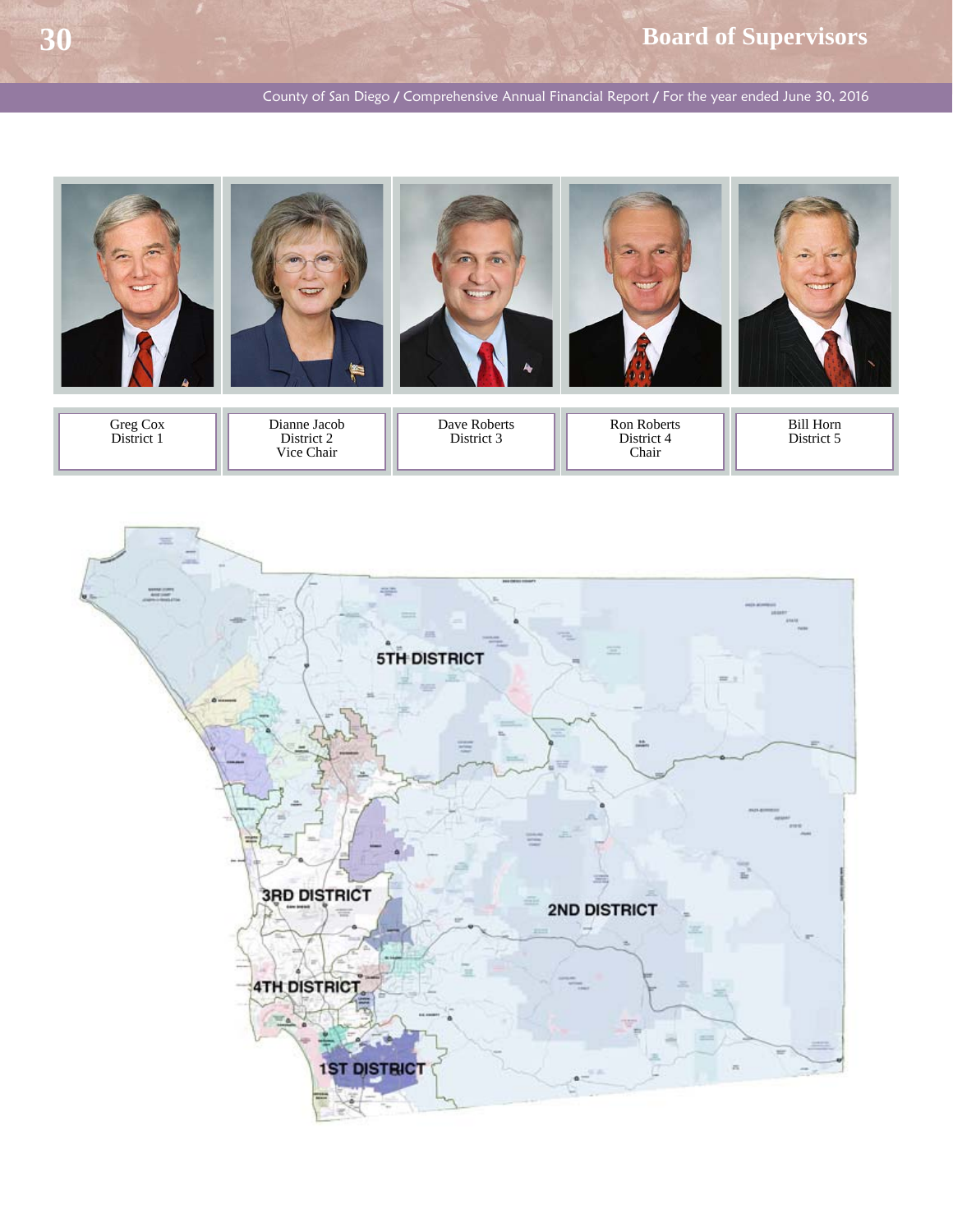# Board of Supervisors

| Greg Cox<br>District 1 | Dianne Jacob<br>District 2<br>Vice Chair | Dave Roberts<br>District 3 | Ron Roberts<br>District 4<br>Chair | Bill Horn<br>District 5 |
|---|---|---|---|---|

5TH DISTRICT

3RD DISTRICT

2ND DISTRICT

4TH DISTRICT

1ST DISTRICT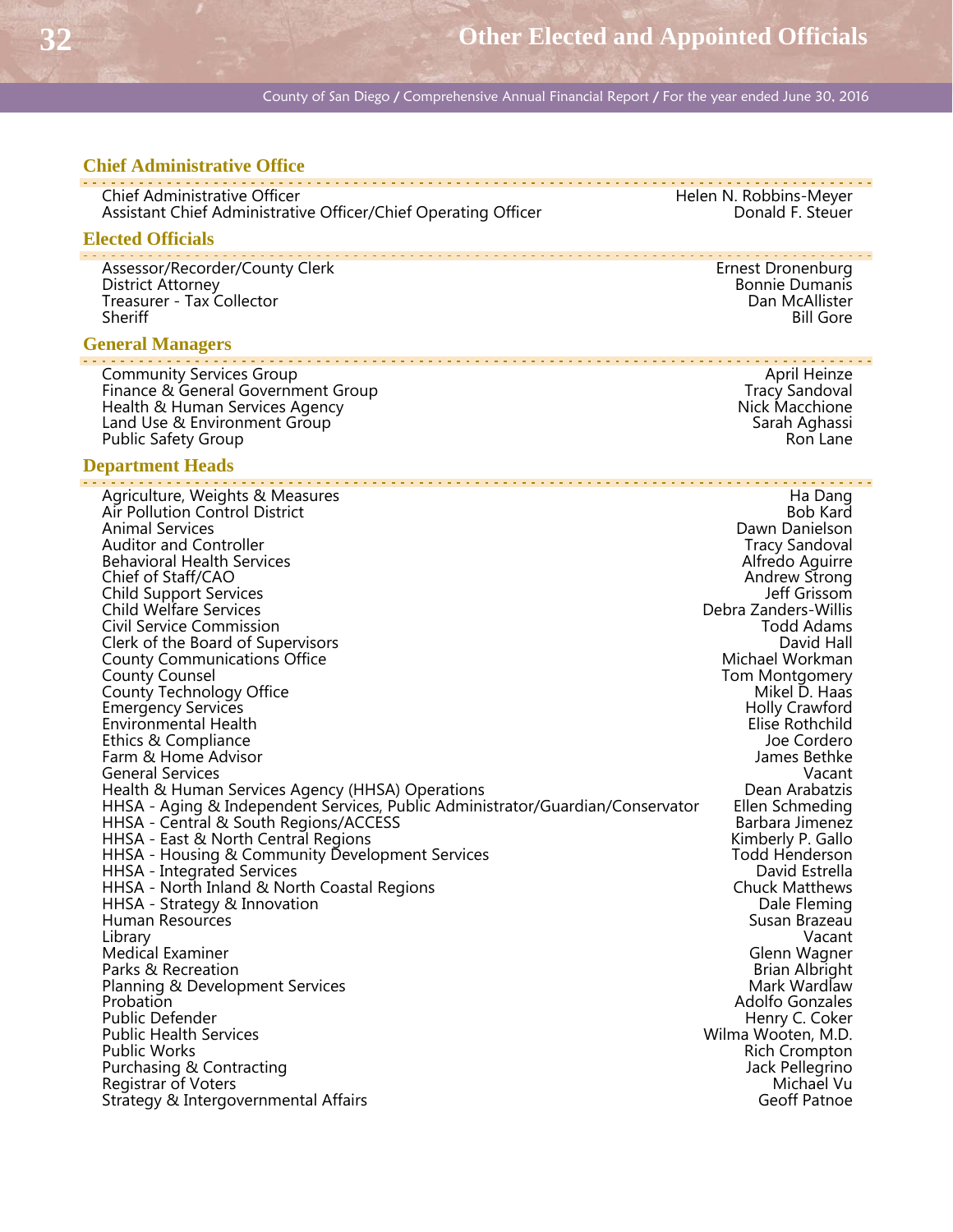# Other Elected and Appointed Officials

## Chief Administrative Office

| | |
|---|---|
| Chief Administrative Officer | Helen N. Robbins-Meyer |
| Assistant Chief Administrative Officer/Chief Operating Officer | Donald F. Steuer |

## Elected Officials

| | |
|---|---|
| Assessor/Recorder/County Clerk | Ernest Dronenburg |
| District Attorney | Bonnie Dumanis |
| Treasurer - Tax Collector | Dan McAllister |
| Sheriff | Bill Gore |

## General Managers

| | |
|---|---|
| Community Services Group | April Heinze |
| Finance & General Government Group | Tracy Sandoval |
| Health & Human Services Agency | Nick Macchione |
| Land Use & Environment Group | Sarah Aghassi |
| Public Safety Group | Ron Lane |

## Department Heads

| | |
|---|---|
| Agriculture, Weights & Measures | Ha Dang |
| Air Pollution Control District | Bob Kard |
| Animal Services | Dawn Danielson |
| Auditor and Controller | Tracy Sandoval |
| Behavioral Health Services | Alfredo Aguirre |
| Chief of Staff/CAO | Andrew Strong |
| Child Support Services | Jeff Grissom |
| Child Welfare Services | Debra Zanders-Willis |
| Civil Service Commission | Todd Adams |
| Clerk of the Board of Supervisors | David Hall |
| County Communications Office | Michael Workman |
| County Counsel | Tom Montgomery |
| County Technology Office | Mikel D. Haas |
| Emergency Services | Holly Crawford |
| Environmental Health | Elise Rothchild |
| Ethics & Compliance | Joe Cordero |
| Farm & Home Advisor | James Bethke |
| General Services | Vacant |
| Health & Human Services Agency (HHSA) Operations | Dean Arabatzis |
| HHSA - Aging & Independent Services, Public Administrator/Guardian/Conservator | Ellen Schmeding |
| HHSA - Central & South Regions/ACCESS | Barbara Jimenez |
| HHSA - East & North Central Regions | Kimberly P. Gallo |
| HHSA - Housing & Community Development Services | Todd Henderson |
| HHSA - Integrated Services | David Estrella |
| HHSA - North Inland & North Coastal Regions | Chuck Matthews |
| HHSA - Strategy & Innovation | Dale Fleming |
| Human Resources | Susan Brazeau |
| Library | Vacant |
| Medical Examiner | Glenn Wagner |
| Parks & Recreation | Brian Albright |
| Planning & Development Services | Mark Wardlaw |
| Probation | Adolfo Gonzales |
| Public Defender | Henry C. Coker |
| Public Health Services | Wilma Wooten, M.D. |
| Public Works | Rich Crompton |
| Purchasing & Contracting | Jack Pellegrino |
| Registrar of Voters | Michael Vu |
| Strategy & Intergovernmental Affairs | Geoff Patnoe |